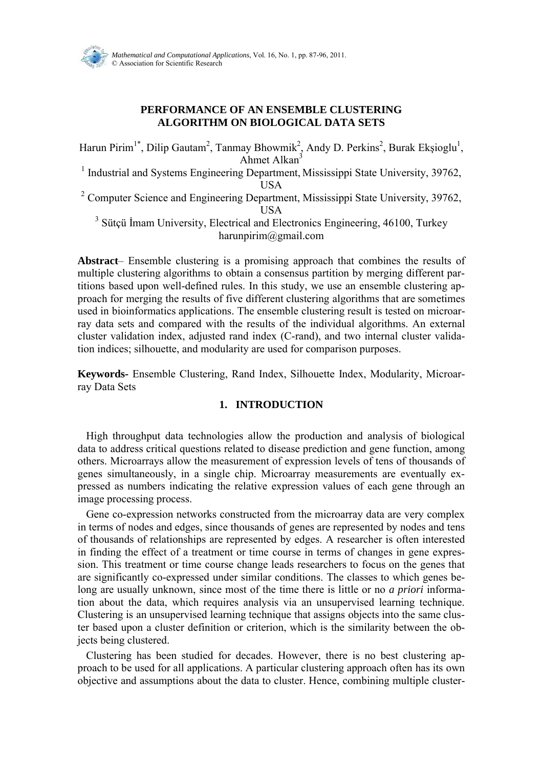# PERFORMANCE OF AN ENSEMBLE CLUSTERING ALGORITHM ON BIOLOGICAL DATA SETS

Harun Pirim[1*], Dilip Gautam[2], Tanmay Bhowmik[2], Andy D. Perkins[2], Burak Ekşioglu[1], Ahmet Alkan[3]

[1] Industrial and Systems Engineering Department, Mississippi State University, 39762, USA

[2] Computer Science and Engineering Department, Mississippi State University, 39762, USA

[3] Sütçü İmam University, Electrical and Electronics Engineering, 46100, Turkey

harunpirim@gmail.com

**Abstract**– Ensemble clustering is a promising approach that combines the results of multiple clustering algorithms to obtain a consensus partition by merging different partitions based upon well-defined rules. In this study, we use an ensemble clustering approach for merging the results of five different clustering algorithms that are sometimes used in bioinformatics applications. The ensemble clustering result is tested on microarray data sets and compared with the results of the individual algorithms. An external cluster validation index, adjusted rand index (C-rand), and two internal cluster validation indices; silhouette, and modularity are used for comparison purposes.

**Keywords**- Ensemble Clustering, Rand Index, Silhouette Index, Modularity, Microarray Data Sets

## 1. INTRODUCTION

High throughput data technologies allow the production and analysis of biological data to address critical questions related to disease prediction and gene function, among others. Microarrays allow the measurement of expression levels of tens of thousands of genes simultaneously, in a single chip. Microarray measurements are eventually expressed as numbers indicating the relative expression values of each gene through an image processing process.

Gene co-expression networks constructed from the microarray data are very complex in terms of nodes and edges, since thousands of genes are represented by nodes and tens of thousands of relationships are represented by edges. A researcher is often interested in finding the effect of a treatment or time course in terms of changes in gene expression. This treatment or time course change leads researchers to focus on the genes that are significantly co-expressed under similar conditions. The classes to which genes belong are usually unknown, since most of the time there is little or no *a priori* information about the data, which requires analysis via an unsupervised learning technique. Clustering is an unsupervised learning technique that assigns objects into the same cluster based upon a cluster definition or criterion, which is the similarity between the objects being clustered.

Clustering has been studied for decades. However, there is no best clustering approach to be used for all applications. A particular clustering approach often has its own objective and assumptions about the data to cluster. Hence, combining multiple cluster-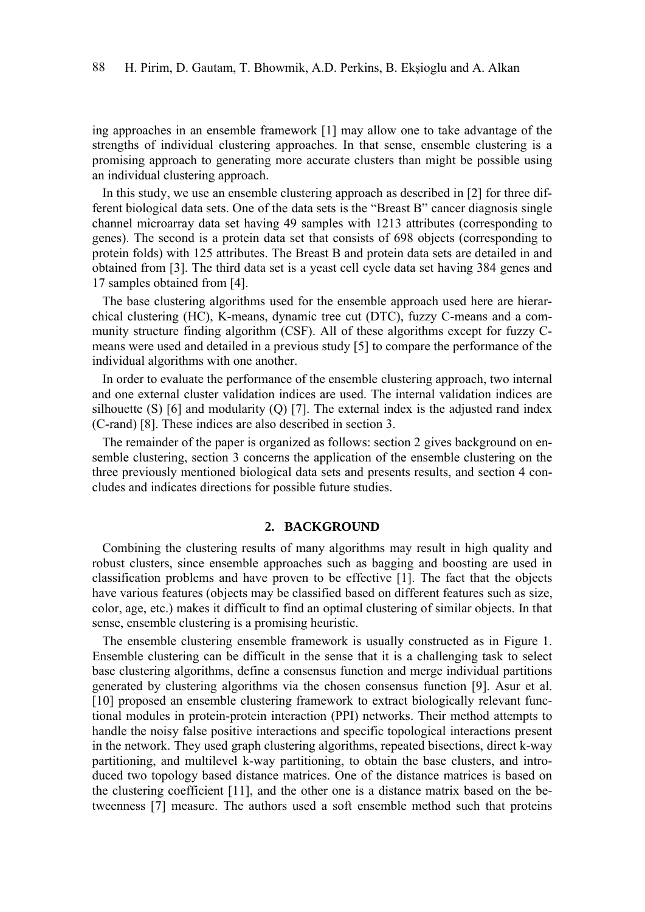ing approaches in an ensemble framework [1] may allow one to take advantage of the strengths of individual clustering approaches. In that sense, ensemble clustering is a promising approach to generating more accurate clusters than might be possible using an individual clustering approach.

In this study, we use an ensemble clustering approach as described in [2] for three different biological data sets. One of the data sets is the "Breast B" cancer diagnosis single channel microarray data set having 49 samples with 1213 attributes (corresponding to genes). The second is a protein data set that consists of 698 objects (corresponding to protein folds) with 125 attributes. The Breast B and protein data sets are detailed in and obtained from [3]. The third data set is a yeast cell cycle data set having 384 genes and 17 samples obtained from [4].

The base clustering algorithms used for the ensemble approach used here are hierarchical clustering (HC), K-means, dynamic tree cut (DTC), fuzzy C-means and a community structure finding algorithm (CSF). All of these algorithms except for fuzzy C-means were used and detailed in a previous study [5] to compare the performance of the individual algorithms with one another.

In order to evaluate the performance of the ensemble clustering approach, two internal and one external cluster validation indices are used. The internal validation indices are silhouette (S) [6] and modularity (Q) [7]. The external index is the adjusted rand index (C-rand) [8]. These indices are also described in section 3.

The remainder of the paper is organized as follows: section 2 gives background on ensemble clustering, section 3 concerns the application of the ensemble clustering on the three previously mentioned biological data sets and presents results, and section 4 concludes and indicates directions for possible future studies.

## 2. BACKGROUND

Combining the clustering results of many algorithms may result in high quality and robust clusters, since ensemble approaches such as bagging and boosting are used in classification problems and have proven to be effective [1]. The fact that the objects have various features (objects may be classified based on different features such as size, color, age, etc.) makes it difficult to find an optimal clustering of similar objects. In that sense, ensemble clustering is a promising heuristic.

The ensemble clustering ensemble framework is usually constructed as in Figure 1. Ensemble clustering can be difficult in the sense that it is a challenging task to select base clustering algorithms, define a consensus function and merge individual partitions generated by clustering algorithms via the chosen consensus function [9]. Asur et al. [10] proposed an ensemble clustering framework to extract biologically relevant functional modules in protein-protein interaction (PPI) networks. Their method attempts to handle the noisy false positive interactions and specific topological interactions present in the network. They used graph clustering algorithms, repeated bisections, direct k-way partitioning, and multilevel k-way partitioning, to obtain the base clusters, and introduced two topology based distance matrices. One of the distance matrices is based on the clustering coefficient [11], and the other one is a distance matrix based on the betweenness [7] measure. The authors used a soft ensemble method such that proteins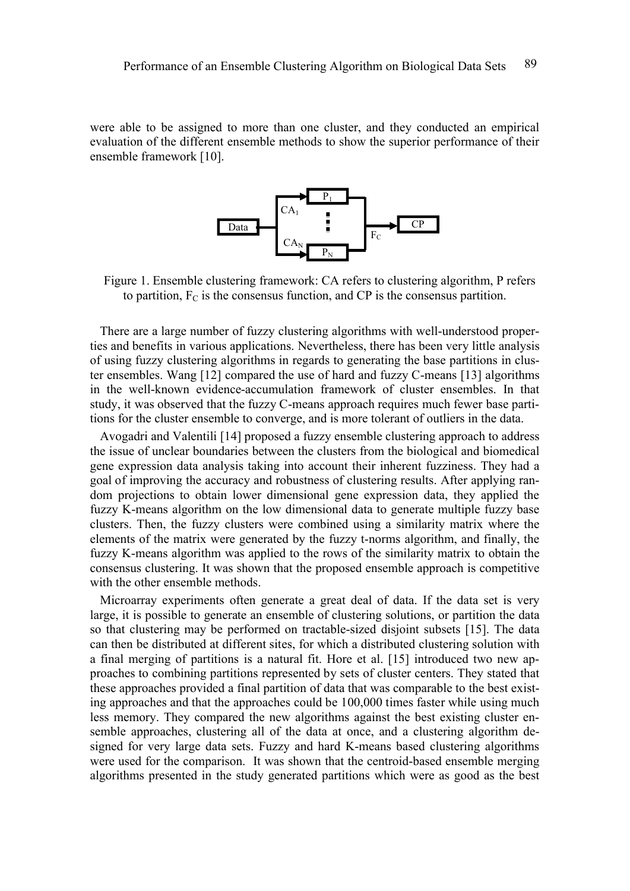were able to be assigned to more than one cluster, and they conducted an empirical evaluation of the different ensemble methods to show the superior performance of their ensemble framework [10].

Data

$CA_1$

$CA_N$

$P_1$

$P_N$

$F_C$

CP

Figure 1. Ensemble clustering framework: CA refers to clustering algorithm, P refers to partition, $F_C$ is the consensus function, and CP is the consensus partition.

There are a large number of fuzzy clustering algorithms with well-understood properties and benefits in various applications. Nevertheless, there has been very little analysis of using fuzzy clustering algorithms in regards to generating the base partitions in cluster ensembles. Wang [12] compared the use of hard and fuzzy C-means [13] algorithms in the well-known evidence-accumulation framework of cluster ensembles. In that study, it was observed that the fuzzy C-means approach requires much fewer base partitions for the cluster ensemble to converge, and is more tolerant of outliers in the data.

Avogadri and Valentili [14] proposed a fuzzy ensemble clustering approach to address the issue of unclear boundaries between the clusters from the biological and biomedical gene expression data analysis taking into account their inherent fuzziness. They had a goal of improving the accuracy and robustness of clustering results. After applying random projections to obtain lower dimensional gene expression data, they applied the fuzzy K-means algorithm on the low dimensional data to generate multiple fuzzy base clusters. Then, the fuzzy clusters were combined using a similarity matrix where the elements of the matrix were generated by the fuzzy t-norms algorithm, and finally, the fuzzy K-means algorithm was applied to the rows of the similarity matrix to obtain the consensus clustering. It was shown that the proposed ensemble approach is competitive with the other ensemble methods.

Microarray experiments often generate a great deal of data. If the data set is very large, it is possible to generate an ensemble of clustering solutions, or partition the data so that clustering may be performed on tractable-sized disjoint subsets [15]. The data can then be distributed at different sites, for which a distributed clustering solution with a final merging of partitions is a natural fit. Hore et al. [15] introduced two new approaches to combining partitions represented by sets of cluster centers. They stated that these approaches provided a final partition of data that was comparable to the best existing approaches and that the approaches could be 100,000 times faster while using much less memory. They compared the new algorithms against the best existing cluster ensemble approaches, clustering all of the data at once, and a clustering algorithm designed for very large data sets. Fuzzy and hard K-means based clustering algorithms were used for the comparison. It was shown that the centroid-based ensemble merging algorithms presented in the study generated partitions which were as good as the best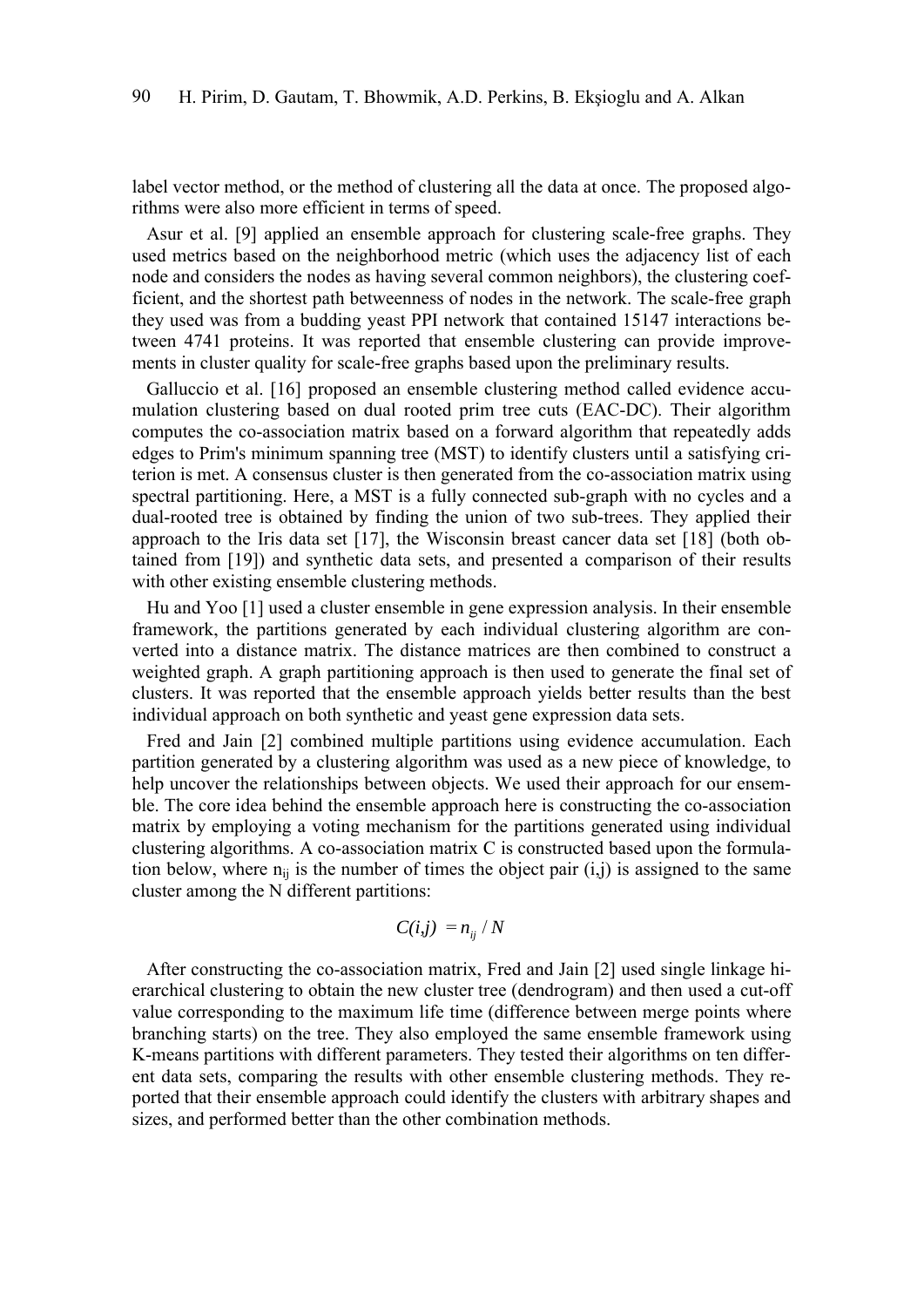label vector method, or the method of clustering all the data at once. The proposed algorithms were also more efficient in terms of speed.

Asur et al. [9] applied an ensemble approach for clustering scale-free graphs. They used metrics based on the neighborhood metric (which uses the adjacency list of each node and considers the nodes as having several common neighbors), the clustering coefficient, and the shortest path betweenness of nodes in the network. The scale-free graph they used was from a budding yeast PPI network that contained 15147 interactions between 4741 proteins. It was reported that ensemble clustering can provide improvements in cluster quality for scale-free graphs based upon the preliminary results.

Galluccio et al. [16] proposed an ensemble clustering method called evidence accumulation clustering based on dual rooted prim tree cuts (EAC-DC). Their algorithm computes the co-association matrix based on a forward algorithm that repeatedly adds edges to Prim's minimum spanning tree (MST) to identify clusters until a satisfying criterion is met. A consensus cluster is then generated from the co-association matrix using spectral partitioning. Here, a MST is a fully connected sub-graph with no cycles and a dual-rooted tree is obtained by finding the union of two sub-trees. They applied their approach to the Iris data set [17], the Wisconsin breast cancer data set [18] (both obtained from [19]) and synthetic data sets, and presented a comparison of their results with other existing ensemble clustering methods.

Hu and Yoo [1] used a cluster ensemble in gene expression analysis. In their ensemble framework, the partitions generated by each individual clustering algorithm are converted into a distance matrix. The distance matrices are then combined to construct a weighted graph. A graph partitioning approach is then used to generate the final set of clusters. It was reported that the ensemble approach yields better results than the best individual approach on both synthetic and yeast gene expression data sets.

Fred and Jain [2] combined multiple partitions using evidence accumulation. Each partition generated by a clustering algorithm was used as a new piece of knowledge, to help uncover the relationships between objects. We used their approach for our ensemble. The core idea behind the ensemble approach here is constructing the co-association matrix by employing a voting mechanism for the partitions generated using individual clustering algorithms. A co-association matrix C is constructed based upon the formulation below, where $n_{ij}$ is the number of times the object pair (i,j) is assigned to the same cluster among the N different partitions:

$$C(i,j) = n_{ij} / N$$

After constructing the co-association matrix, Fred and Jain [2] used single linkage hierarchical clustering to obtain the new cluster tree (dendrogram) and then used a cut-off value corresponding to the maximum life time (difference between merge points where branching starts) on the tree. They also employed the same ensemble framework using K-means partitions with different parameters. They tested their algorithms on ten different data sets, comparing the results with other ensemble clustering methods. They reported that their ensemble approach could identify the clusters with arbitrary shapes and sizes, and performed better than the other combination methods.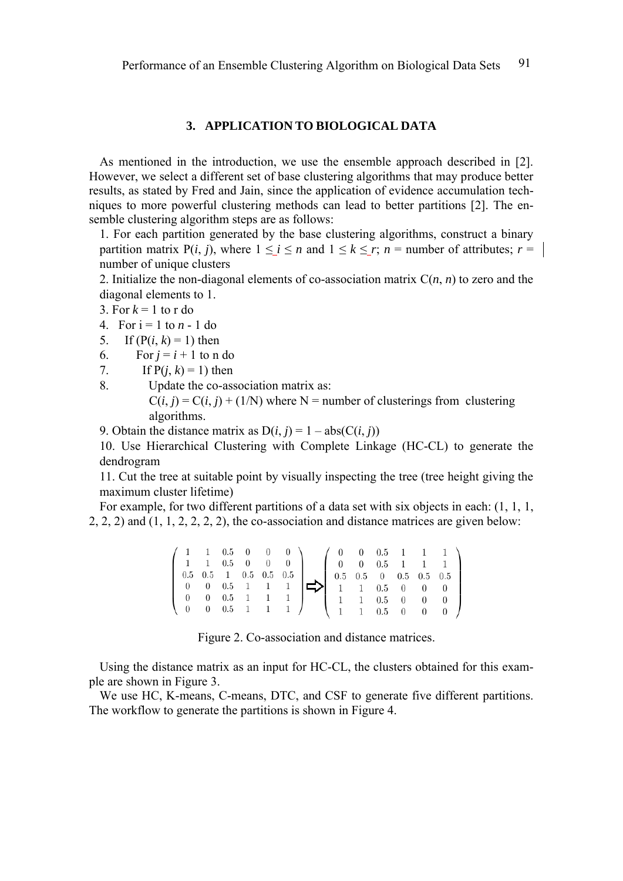## 3. APPLICATION TO BIOLOGICAL DATA

As mentioned in the introduction, we use the ensemble approach described in [2]. However, we select a different set of base clustering algorithms that may produce better results, as stated by Fred and Jain, since the application of evidence accumulation techniques to more powerful clustering methods can lead to better partitions [2]. The ensemble clustering algorithm steps are as follows:

1. For each partition generated by the base clustering algorithms, construct a binary partition matrix P($i$, $j$), where $1 \leq i \leq n$ and $1 \leq k \leq r$; $n$ = number of attributes; $r$ = number of unique clusters
2. Initialize the non-diagonal elements of co-association matrix C($n$, $n$) to zero and the diagonal elements to 1.
3. For $k$ = 1 to r do
4. For i = 1 to $n$ - 1 do
5. If (P($i$, $k$) = 1) then
6. For $j = i + 1$ to n do
7. If P($j$, $k$) = 1) then
8. Update the co-association matrix as: C($i$, $j$) = C($i$, $j$) + (1/N) where N = number of clusterings from clustering algorithms.
9. Obtain the distance matrix as D($i$, $j$) = 1 – abs(C($i$, $j$))
10. Use Hierarchical Clustering with Complete Linkage (HC-CL) to generate the dendrogram
11. Cut the tree at suitable point by visually inspecting the tree (tree height giving the maximum cluster lifetime)

For example, for two different partitions of a data set with six objects in each: (1, 1, 1, 2, 2, 2) and (1, 1, 2, 2, 2, 2), the co-association and distance matrices are given below:

$$
\begin{pmatrix}
1 & 1 & 0.5 & 0 & 0 & 0 \\
1 & 1 & 0.5 & 0 & 0 & 0 \\
0.5 & 0.5 & 1 & 0.5 & 0.5 & 0.5 \\
0 & 0 & 0.5 & 1 & 1 & 1 \\
0 & 0 & 0.5 & 1 & 1 & 1 \\
0 & 0 & 0.5 & 1 & 1 & 1
\end{pmatrix}
\Rightarrow
\begin{pmatrix}
0 & 0 & 0.5 & 1 & 1 & 1 \\
0 & 0 & 0.5 & 1 & 1 & 1 \\
0.5 & 0.5 & 0 & 0.5 & 0.5 & 0.5 \\
1 & 1 & 0.5 & 0 & 0 & 0 \\
1 & 1 & 0.5 & 0 & 0 & 0 \\
1 & 1 & 0.5 & 0 & 0 & 0
\end{pmatrix}
$$

Figure 2. Co-association and distance matrices.

Using the distance matrix as an input for HC-CL, the clusters obtained for this example are shown in Figure 3.

We use HC, K-means, C-means, DTC, and CSF to generate five different partitions. The workflow to generate the partitions is shown in Figure 4.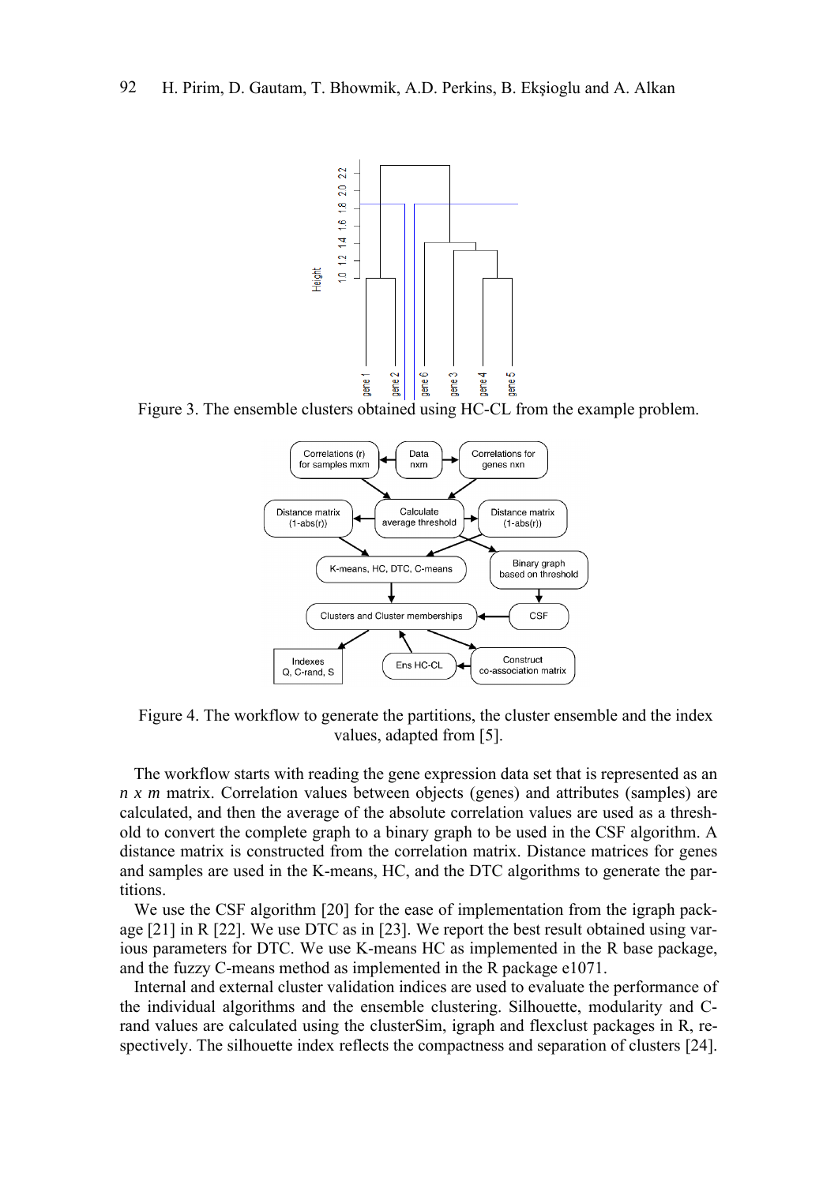Figure 3. The ensemble clusters obtained using HC-CL from the example problem.

Figure 4. The workflow to generate the partitions, the cluster ensemble and the index values, adapted from [5].

The workflow starts with reading the gene expression data set that is represented as an *n x m* matrix. Correlation values between objects (genes) and attributes (samples) are calculated, and then the average of the absolute correlation values are used as a threshold to convert the complete graph to a binary graph to be used in the CSF algorithm. A distance matrix is constructed from the correlation matrix. Distance matrices for genes and samples are used in the K-means, HC, and the DTC algorithms to generate the partitions.

We use the CSF algorithm [20] for the ease of implementation from the igraph package [21] in R [22]. We use DTC as in [23]. We report the best result obtained using various parameters for DTC. We use K-means HC as implemented in the R base package, and the fuzzy C-means method as implemented in the R package e1071.

Internal and external cluster validation indices are used to evaluate the performance of the individual algorithms and the ensemble clustering. Silhouette, modularity and C-rand values are calculated using the clusterSim, igraph and flexclust packages in R, respectively. The silhouette index reflects the compactness and separation of clusters [24].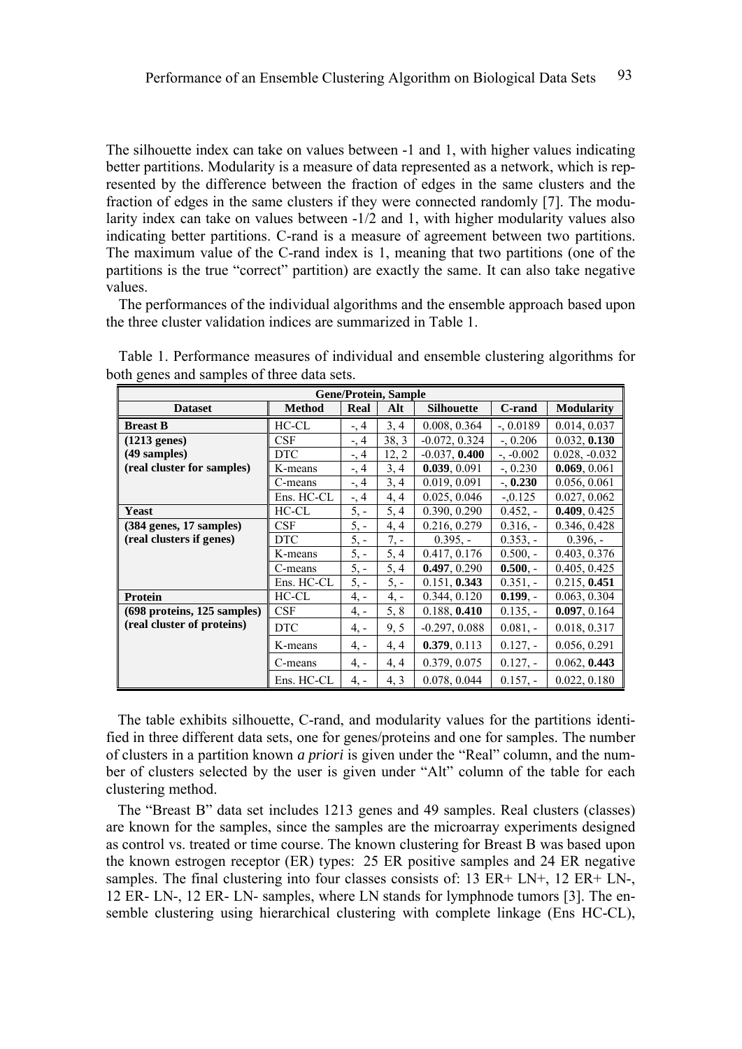The silhouette index can take on values between -1 and 1, with higher values indicating better partitions. Modularity is a measure of data represented as a network, which is represented by the difference between the fraction of edges in the same clusters and the fraction of edges in the same clusters if they were connected randomly [7]. The modularity index can take on values between -1/2 and 1, with higher modularity values also indicating better partitions. C-rand is a measure of agreement between two partitions. The maximum value of the C-rand index is 1, meaning that two partitions (one of the partitions is the true "correct" partition) are exactly the same. It can also take negative values.

The performances of the individual algorithms and the ensemble approach based upon the three cluster validation indices are summarized in Table 1.

Table 1. Performance measures of individual and ensemble clustering algorithms for both genes and samples of three data sets.

| Gene/Protein, Sample | | | | | | |
|---|---|---|---|---|---|---|
| **Dataset** | **Method** | **Real** | **Alt** | **Silhouette** | **C-rand** | **Modularity** |
| **Breast B** | HC-CL | -, 4 | 3, 4 | 0.008, 0.364 | -, 0.0189 | 0.014, 0.037 |
| **(1213 genes)** | CSF | -, 4 | 38, 3 | -0.072, 0.324 | -, 0.206 | 0.032, **0.130** |
| **(49 samples)** | DTC | -, 4 | 12, 2 | -0.037, **0.400** | -, -0.002 | 0.028, -0.032 |
| **(real cluster for samples)** | K-means | -, 4 | 3, 4 | **0.039**, 0.091 | -, 0.230 | **0.069**, 0.061 |
| | C-means | -, 4 | 3, 4 | 0.019, 0.091 | -, **0.230** | 0.056, 0.061 |
| | Ens. HC-CL | -, 4 | 4, 4 | 0.025, 0.046 | -,0.125 | 0.027, 0.062 |
| **Yeast** | HC-CL | 5, - | 5, 4 | 0.390, 0.290 | 0.452, - | **0.409**, 0.425 |
| **(384 genes, 17 samples)** | CSF | 5, - | 4, 4 | 0.216, 0.279 | 0.316, - | 0.346, 0.428 |
| **(real clusters if genes)** | DTC | 5, - | 7, - | 0.395, - | 0.353, - | 0.396, - |
| | K-means | 5, - | 5, 4 | 0.417, 0.176 | 0.500, - | 0.403, 0.376 |
| | C-means | 5, - | 5, 4 | **0.497**, 0.290 | **0.500**, - | 0.405, 0.425 |
| | Ens. HC-CL | 5, - | 5, - | 0.151, **0.343** | 0.351, - | 0.215, **0.451** |
| **Protein** | HC-CL | 4, - | 4, - | 0.344, 0.120 | **0.199**, - | 0.063, 0.304 |
| **(698 proteins, 125 samples)** | CSF | 4, - | 5, 8 | 0.188, **0.410** | 0.135, - | **0.097**, 0.164 |
| **(real cluster of proteins)** | DTC | 4, - | 9, 5 | -0.297, 0.088 | 0.081, - | 0.018, 0.317 |
| | K-means | 4, - | 4, 4 | **0.379**, 0.113 | 0.127, - | 0.056, 0.291 |
| | C-means | 4, - | 4, 4 | 0.379, 0.075 | 0.127, - | 0.062, **0.443** |
| | Ens. HC-CL | 4, - | 4, 3 | 0.078, 0.044 | 0.157, - | 0.022, 0.180 |

The table exhibits silhouette, C-rand, and modularity values for the partitions identified in three different data sets, one for genes/proteins and one for samples. The number of clusters in a partition known *a priori* is given under the "Real" column, and the number of clusters selected by the user is given under "Alt" column of the table for each clustering method.

The "Breast B" data set includes 1213 genes and 49 samples. Real clusters (classes) are known for the samples, since the samples are the microarray experiments designed as control vs. treated or time course. The known clustering for Breast B was based upon the known estrogen receptor (ER) types: 25 ER positive samples and 24 ER negative samples. The final clustering into four classes consists of: 13 ER+ LN+, 12 ER+ LN-, 12 ER- LN-, 12 ER- LN- samples, where LN stands for lymphnode tumors [3]. The ensemble clustering using hierarchical clustering with complete linkage (Ens HC-CL),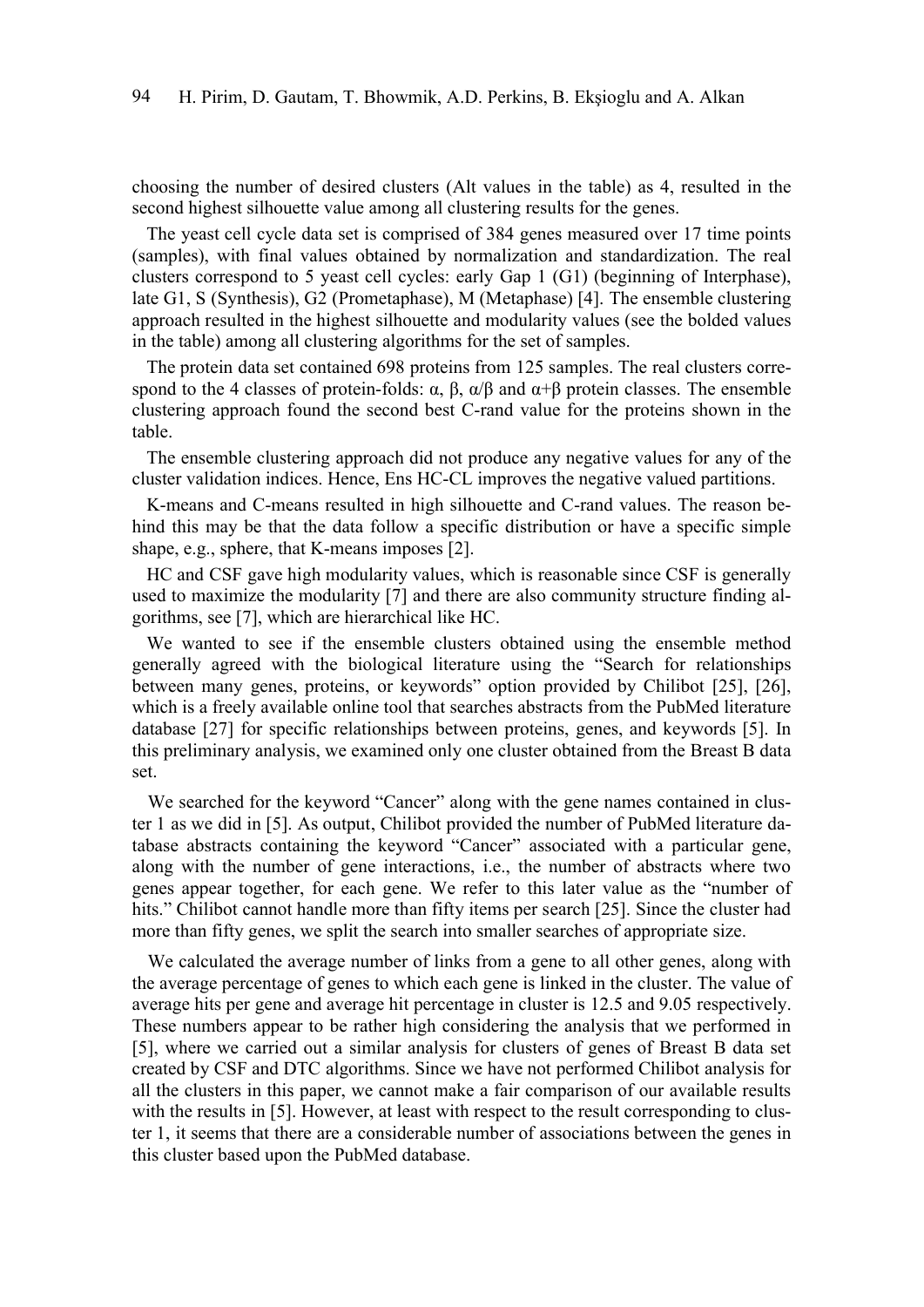choosing the number of desired clusters (Alt values in the table) as 4, resulted in the second highest silhouette value among all clustering results for the genes.

The yeast cell cycle data set is comprised of 384 genes measured over 17 time points (samples), with final values obtained by normalization and standardization. The real clusters correspond to 5 yeast cell cycles: early Gap 1 (G1) (beginning of Interphase), late G1, S (Synthesis), G2 (Prometaphase), M (Metaphase) [4]. The ensemble clustering approach resulted in the highest silhouette and modularity values (see the bolded values in the table) among all clustering algorithms for the set of samples.

The protein data set contained 698 proteins from 125 samples. The real clusters correspond to the 4 classes of protein-folds: α, β, α/β and α+β protein classes. The ensemble clustering approach found the second best C-rand value for the proteins shown in the table.

The ensemble clustering approach did not produce any negative values for any of the cluster validation indices. Hence, Ens HC-CL improves the negative valued partitions.

K-means and C-means resulted in high silhouette and C-rand values. The reason behind this may be that the data follow a specific distribution or have a specific simple shape, e.g., sphere, that K-means imposes [2].

HC and CSF gave high modularity values, which is reasonable since CSF is generally used to maximize the modularity [7] and there are also community structure finding algorithms, see [7], which are hierarchical like HC.

We wanted to see if the ensemble clusters obtained using the ensemble method generally agreed with the biological literature using the "Search for relationships between many genes, proteins, or keywords" option provided by Chilibot [25], [26], which is a freely available online tool that searches abstracts from the PubMed literature database [27] for specific relationships between proteins, genes, and keywords [5]. In this preliminary analysis, we examined only one cluster obtained from the Breast B data set.

We searched for the keyword "Cancer" along with the gene names contained in cluster 1 as we did in [5]. As output, Chilibot provided the number of PubMed literature database abstracts containing the keyword "Cancer" associated with a particular gene, along with the number of gene interactions, i.e., the number of abstracts where two genes appear together, for each gene. We refer to this later value as the "number of hits." Chilibot cannot handle more than fifty items per search [25]. Since the cluster had more than fifty genes, we split the search into smaller searches of appropriate size.

We calculated the average number of links from a gene to all other genes, along with the average percentage of genes to which each gene is linked in the cluster. The value of average hits per gene and average hit percentage in cluster is 12.5 and 9.05 respectively. These numbers appear to be rather high considering the analysis that we performed in [5], where we carried out a similar analysis for clusters of genes of Breast B data set created by CSF and DTC algorithms. Since we have not performed Chilibot analysis for all the clusters in this paper, we cannot make a fair comparison of our available results with the results in [5]. However, at least with respect to the result corresponding to cluster 1, it seems that there are a considerable number of associations between the genes in this cluster based upon the PubMed database.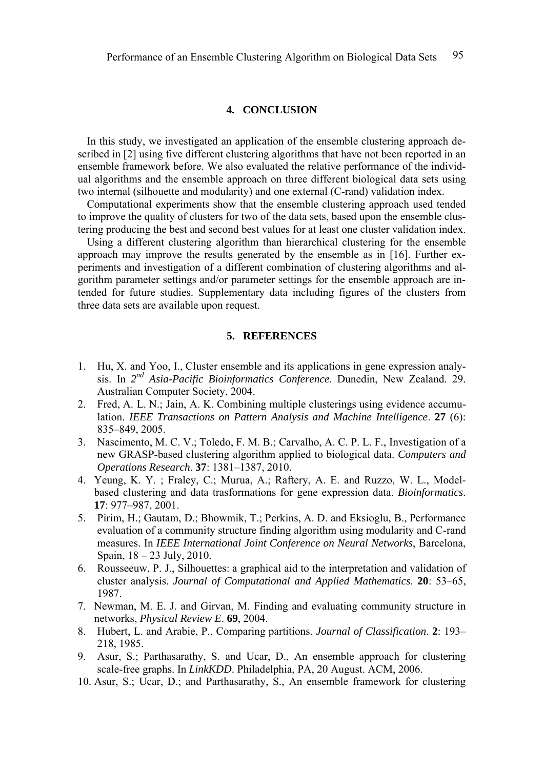## 4. CONCLUSION

In this study, we investigated an application of the ensemble clustering approach described in [2] using five different clustering algorithms that have not been reported in an ensemble framework before. We also evaluated the relative performance of the individual algorithms and the ensemble approach on three different biological data sets using two internal (silhouette and modularity) and one external (C-rand) validation index.

Computational experiments show that the ensemble clustering approach used tended to improve the quality of clusters for two of the data sets, based upon the ensemble clustering producing the best and second best values for at least one cluster validation index.

Using a different clustering algorithm than hierarchical clustering for the ensemble approach may improve the results generated by the ensemble as in [16]. Further experiments and investigation of a different combination of clustering algorithms and algorithm parameter settings and/or parameter settings for the ensemble approach are intended for future studies. Supplementary data including figures of the clusters from three data sets are available upon request.

## 5. REFERENCES

1. Hu, X. and Yoo, I., Cluster ensemble and its applications in gene expression analysis. In *2nd Asia-Pacific Bioinformatics Conference*. Dunedin, New Zealand. 29. Australian Computer Society, 2004.
2. Fred, A. L. N.; Jain, A. K. Combining multiple clusterings using evidence accumulation. *IEEE Transactions on Pattern Analysis and Machine Intelligence*. **27** (6): 835–849, 2005.
3. Nascimento, M. C. V.; Toledo, F. M. B.; Carvalho, A. C. P. L. F., Investigation of a new GRASP-based clustering algorithm applied to biological data. *Computers and Operations Research*. **37**: 1381–1387, 2010.
4. Yeung, K. Y. ; Fraley, C.; Murua, A.; Raftery, A. E. and Ruzzo, W. L., Model-based clustering and data trasformations for gene expression data. *Bioinformatics*. **17**: 977–987, 2001.
5. Pirim, H.; Gautam, D.; Bhowmik, T.; Perkins, A. D. and Eksioglu, B., Performance evaluation of a community structure finding algorithm using modularity and C-rand measures. In *IEEE International Joint Conference on Neural Networks*, Barcelona, Spain, 18 – 23 July, 2010.
6. Rousseeuw, P. J., Silhouettes: a graphical aid to the interpretation and validation of cluster analysis. *Journal of Computational and Applied Mathematics*. **20**: 53–65, 1987.
7. Newman, M. E. J. and Girvan, M. Finding and evaluating community structure in networks, *Physical Review E*. **69**, 2004.
8. Hubert, L. and Arabie, P., Comparing partitions. *Journal of Classification*. **2**: 193–218, 1985.
9. Asur, S.; Parthasarathy, S. and Ucar, D., An ensemble approach for clustering scale-free graphs. In *LinkKDD*. Philadelphia, PA, 20 August. ACM, 2006.
10. Asur, S.; Ucar, D.; and Parthasarathy, S., An ensemble framework for clustering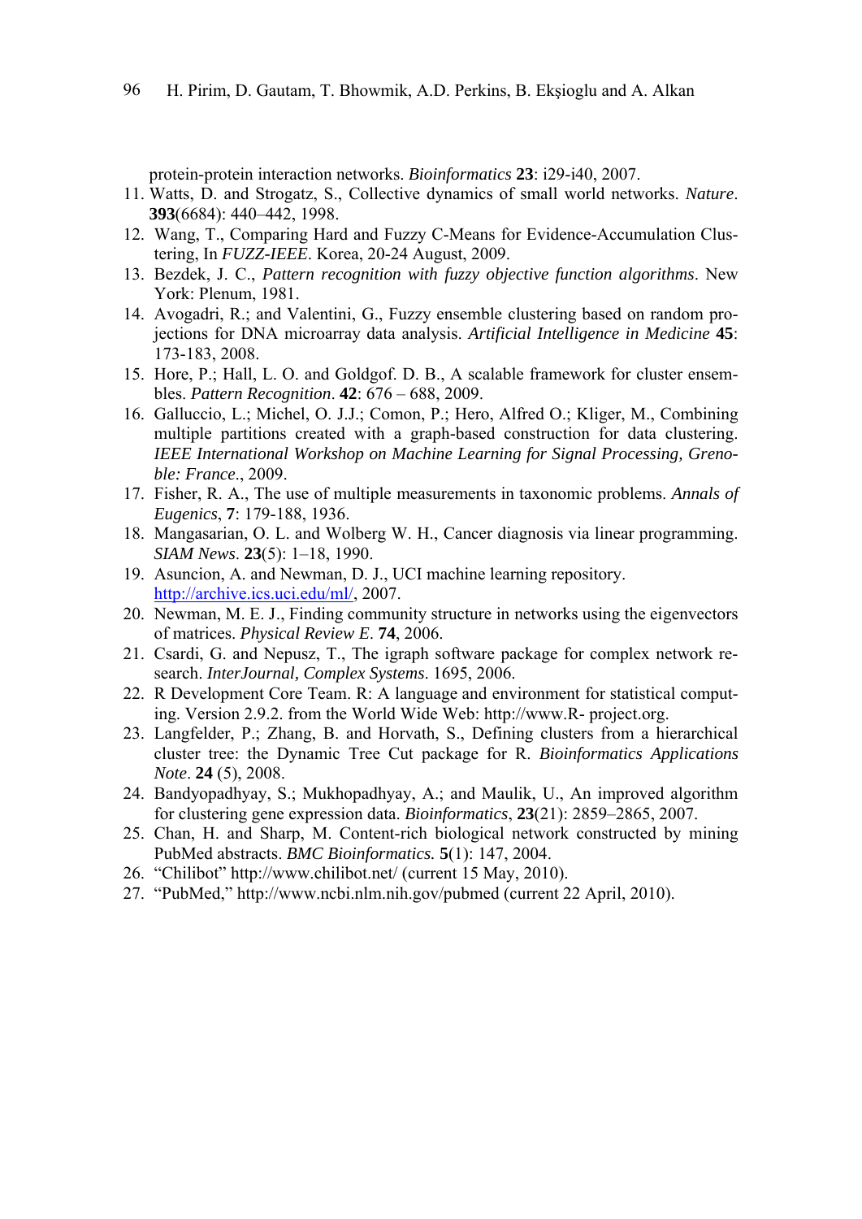protein-protein interaction networks. *Bioinformatics* **23**: i29-i40, 2007.

11. Watts, D. and Strogatz, S., Collective dynamics of small world networks. *Nature*. **393**(6684): 440–442, 1998.
12. Wang, T., Comparing Hard and Fuzzy C-Means for Evidence-Accumulation Clustering, In *FUZZ-IEEE*. Korea, 20-24 August, 2009.
13. Bezdek, J. C., *Pattern recognition with fuzzy objective function algorithms*. New York: Plenum, 1981.
14. Avogadri, R.; and Valentini, G., Fuzzy ensemble clustering based on random projections for DNA microarray data analysis. *Artificial Intelligence in Medicine* **45**: 173-183, 2008.
15. Hore, P.; Hall, L. O. and Goldgof. D. B., A scalable framework for cluster ensembles. *Pattern Recognition*. **42**: 676 – 688, 2009.
16. Galluccio, L.; Michel, O. J.J.; Comon, P.; Hero, Alfred O.; Kliger, M., Combining multiple partitions created with a graph-based construction for data clustering. *IEEE International Workshop on Machine Learning for Signal Processing, Grenoble: France.*, 2009.
17. Fisher, R. A., The use of multiple measurements in taxonomic problems. *Annals of Eugenics*, **7**: 179-188, 1936.
18. Mangasarian, O. L. and Wolberg W. H., Cancer diagnosis via linear programming. *SIAM News*. **23**(5): 1–18, 1990.
19. Asuncion, A. and Newman, D. J., UCI machine learning repository. http://archive.ics.uci.edu/ml/, 2007.
20. Newman, M. E. J., Finding community structure in networks using the eigenvectors of matrices. *Physical Review E*. **74**, 2006.
21. Csardi, G. and Nepusz, T., The igraph software package for complex network research. *InterJournal, Complex Systems*. 1695, 2006.
22. R Development Core Team. R: A language and environment for statistical computing. Version 2.9.2. from the World Wide Web: http://www.R- project.org.
23. Langfelder, P.; Zhang, B. and Horvath, S., Defining clusters from a hierarchical cluster tree: the Dynamic Tree Cut package for R. *Bioinformatics Applications Note*. **24** (5), 2008.
24. Bandyopadhyay, S.; Mukhopadhyay, A.; and Maulik, U., An improved algorithm for clustering gene expression data. *Bioinformatics*, **23**(21): 2859–2865, 2007.
25. Chan, H. and Sharp, M. Content-rich biological network constructed by mining PubMed abstracts. *BMC Bioinformatics.* **5**(1): 147, 2004.
26. "Chilibot" http://www.chilibot.net/ (current 15 May, 2010).
27. "PubMed," http://www.ncbi.nlm.nih.gov/pubmed (current 22 April, 2010).